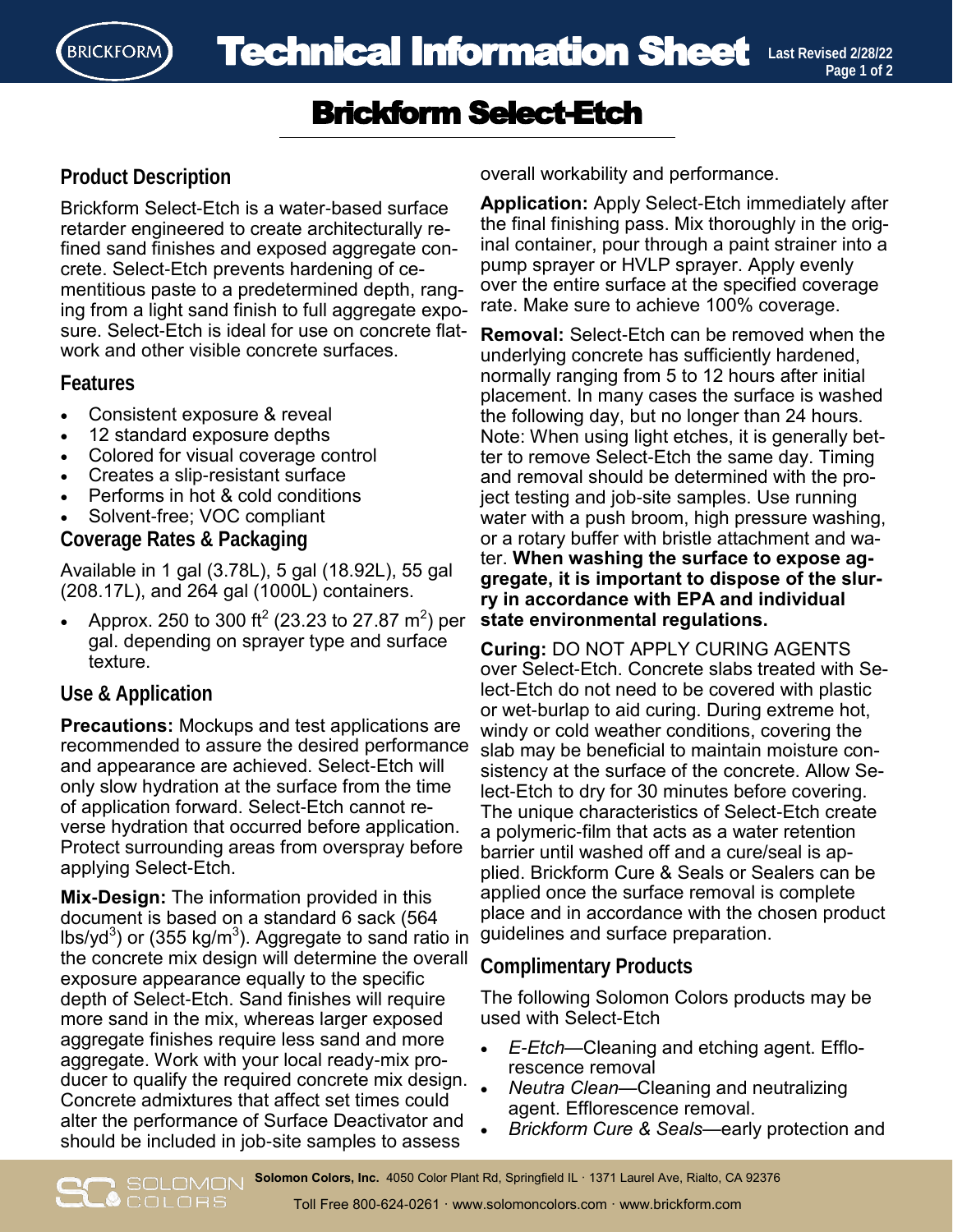# Brickform Select-Etch

## Product Description

Brickform Select-Etch is a water-based surface retarder engineered to create architecturally refined sand finishes and exposed aggregate concrete. Select-Etch prevents hardening of cementitious paste to a predetermined depth, ranging from a light sand finish to full aggregate exposure. Select-Etch is ideal for use on concrete flatwork and other visible concrete surfaces.

## Features

- Consistent exposure & reveal
- 12 standard exposure depths
- Colored for visual coverage control
- Creates a slip-resistant surface
- Performs in hot & cold conditions
- Solvent-free; VOC compliant

## Coverage Rates & Packaging

Available in 1 gal (3.78L), 5 gal (18.92L), 55 gal (208.17L), and 264 gal (1000L) containers.

- Approx. 250 to 300 ft$^2$ (23.23 to 27.87 m$^2$) per gal. depending on sprayer type and surface texture.

## Use & Application

**Precautions:** Mockups and test applications are recommended to assure the desired performance and appearance are achieved. Select-Etch will only slow hydration at the surface from the time of application forward. Select-Etch cannot reverse hydration that occurred before application. Protect surrounding areas from overspray before applying Select-Etch.

**Mix-Design:** The information provided in this document is based on a standard 6 sack (564 lbs/yd$^3$) or (355 kg/m$^3$). Aggregate to sand ratio in the concrete mix design will determine the overall exposure appearance equally to the specific depth of Select-Etch. Sand finishes will require more sand in the mix, whereas larger exposed aggregate finishes require less sand and more aggregate. Work with your local ready-mix producer to qualify the required concrete mix design. Concrete admixtures that affect set times could alter the performance of Surface Deactivator and should be included in job-site samples to assess overall workability and performance.

**Application:** Apply Select-Etch immediately after the final finishing pass. Mix thoroughly in the original container, pour through a paint strainer into a pump sprayer or HVLP sprayer. Apply evenly over the entire surface at the specified coverage rate. Make sure to achieve 100% coverage.

**Removal:** Select-Etch can be removed when the underlying concrete has sufficiently hardened, normally ranging from 5 to 12 hours after initial placement. In many cases the surface is washed the following day, but no longer than 24 hours. Note: When using light etches, it is generally better to remove Select-Etch the same day. Timing and removal should be determined with the project testing and job-site samples. Use running water with a push broom, high pressure washing, or a rotary buffer with bristle attachment and water. **When washing the surface to expose aggregate, it is important to dispose of the slurry in accordance with EPA and individual state environmental regulations.**

**Curing:** DO NOT APPLY CURING AGENTS over Select-Etch. Concrete slabs treated with Select-Etch do not need to be covered with plastic or wet-burlap to aid curing. During extreme hot, windy or cold weather conditions, covering the slab may be beneficial to maintain moisture consistency at the surface of the concrete. Allow Select-Etch to dry for 30 minutes before covering. The unique characteristics of Select-Etch create a polymeric-film that acts as a water retention barrier until washed off and a cure/seal is applied. Brickform Cure & Seals or Sealers can be applied once the surface removal is complete place and in accordance with the chosen product guidelines and surface preparation.

## Complimentary Products

The following Solomon Colors products may be used with Select-Etch

- *E-Etch*—Cleaning and etching agent. Efflorescence removal
- *Neutra Clean*—Cleaning and neutralizing agent. Efflorescence removal.
- *Brickform Cure & Seals*—early protection and

**Solomon Colors, Inc.** 4050 Color Plant Rd, Springfield IL · 1371 Laurel Ave, Rialto, CA 92376

Toll Free 800-624-0261 · www.solomoncolors.com · www.brickform.com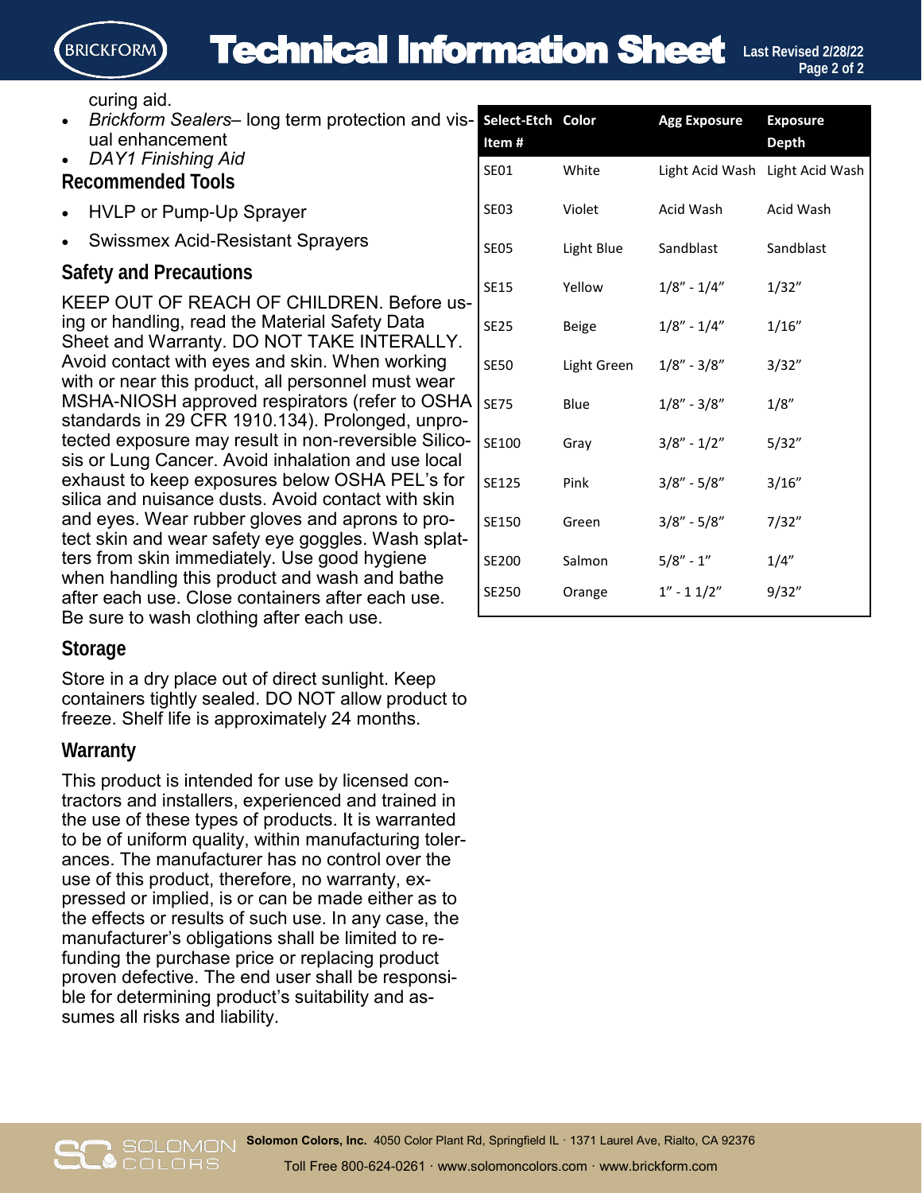curing aid.

- *Brickform Sealers*– long term protection and visual enhancement
- *DAY1 Finishing Aid*

## Recommended Tools

- HVLP or Pump-Up Sprayer
- Swissmex Acid-Resistant Sprayers

## Safety and Precautions

KEEP OUT OF REACH OF CHILDREN. Before using or handling, read the Material Safety Data Sheet and Warranty. DO NOT TAKE INTERALLY. Avoid contact with eyes and skin. When working with or near this product, all personnel must wear MSHA-NIOSH approved respirators (refer to OSHA standards in 29 CFR 1910.134). Prolonged, unprotected exposure may result in non-reversible Silicosis or Lung Cancer. Avoid inhalation and use local exhaust to keep exposures below OSHA PEL's for silica and nuisance dusts. Avoid contact with skin and eyes. Wear rubber gloves and aprons to protect skin and wear safety eye goggles. Wash splatters from skin immediately. Use good hygiene when handling this product and wash and bathe after each use. Close containers after each use. Be sure to wash clothing after each use.

## Storage

Store in a dry place out of direct sunlight. Keep containers tightly sealed. DO NOT allow product to freeze. Shelf life is approximately 24 months.

## Warranty

This product is intended for use by licensed contractors and installers, experienced and trained in the use of these types of products. It is warranted to be of uniform quality, within manufacturing tolerances. The manufacturer has no control over the use of this product, therefore, no warranty, expressed or implied, is or can be made either as to the effects or results of such use. In any case, the manufacturer's obligations shall be limited to refunding the purchase price or replacing product proven defective. The end user shall be responsible for determining product's suitability and assumes all risks and liability.

| Select-Etch Item # | Color | Agg Exposure | Exposure Depth |
|---|---|---|---|
| SE01 | White | Light Acid Wash | Light Acid Wash |
| SE03 | Violet | Acid Wash | Acid Wash |
| SE05 | Light Blue | Sandblast | Sandblast |
| SE15 | Yellow | 1/8" - 1/4" | 1/32" |
| SE25 | Beige | 1/8" - 1/4" | 1/16" |
| SE50 | Light Green | 1/8" - 3/8" | 3/32" |
| SE75 | Blue | 1/8" - 3/8" | 1/8" |
| SE100 | Gray | 3/8" - 1/2" | 5/32" |
| SE125 | Pink | 3/8" - 5/8" | 3/16" |
| SE150 | Green | 3/8" - 5/8" | 7/32" |
| SE200 | Salmon | 5/8" - 1" | 1/4" |
| SE250 | Orange | 1" - 1 1/2" | 9/32" |

**Solomon Colors, Inc.** 4050 Color Plant Rd, Springfield IL · 1371 Laurel Ave, Rialto, CA 92376
Toll Free 800-624-0261 · www.solomoncolors.com · www.brickform.com